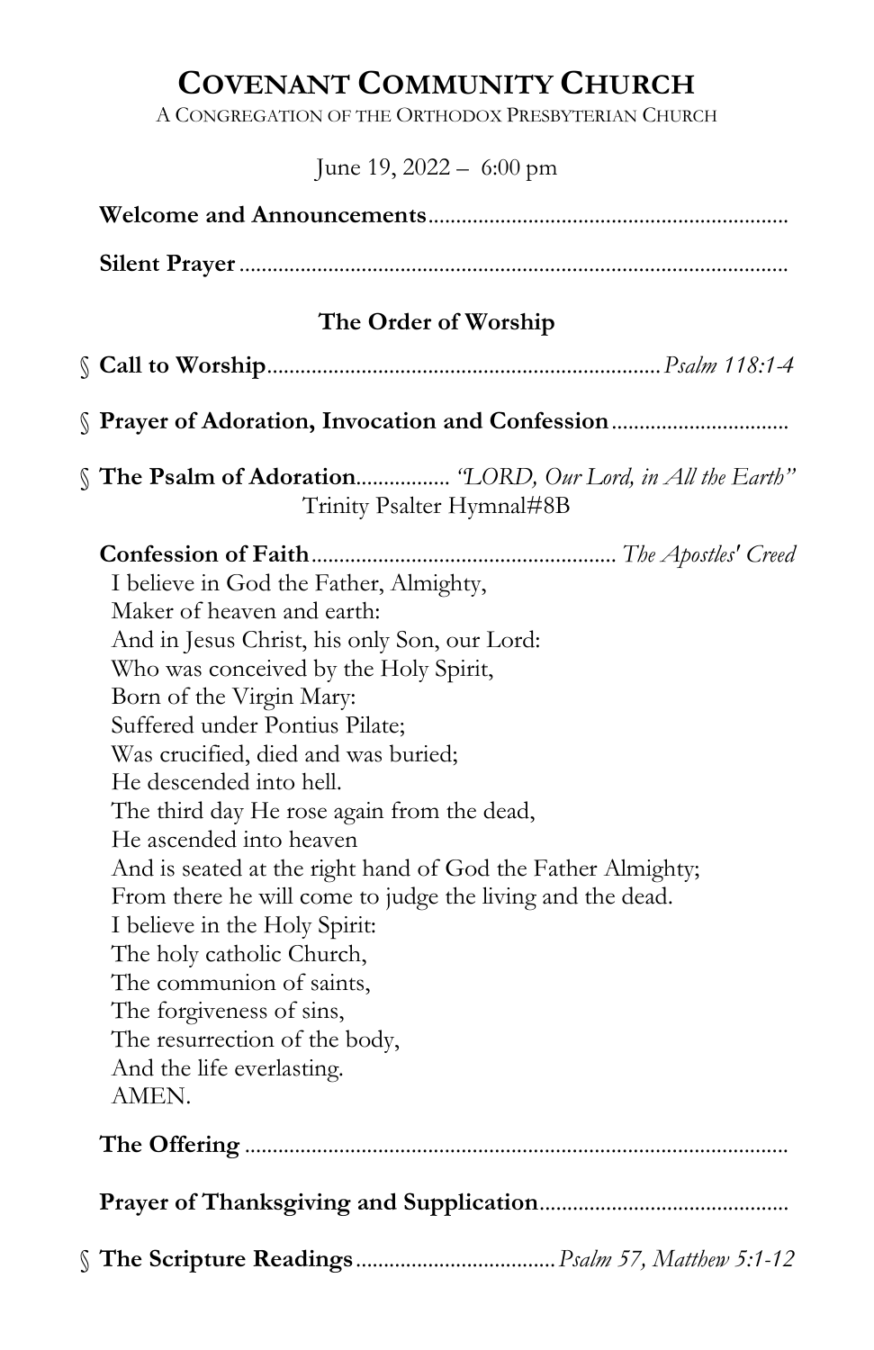# Covenant Community Church

A Congregation of the Orthodox Presbyterian Church

June 19, 2022 – 6:00 pm

**Welcome and Announcements**

**Silent Prayer**

## The Order of Worship

§ **Call to Worship** ... *Psalm 118:1-4*

§ **Prayer of Adoration, Invocation and Confession**

§ **The Psalm of Adoration** ... *"LORD, Our Lord, in All the Earth"*
Trinity Psalter Hymnal#8B

**Confession of Faith** ... *The Apostles' Creed*

I believe in God the Father, Almighty,
Maker of heaven and earth:
And in Jesus Christ, his only Son, our Lord:
Who was conceived by the Holy Spirit,
Born of the Virgin Mary:
Suffered under Pontius Pilate;
Was crucified, died and was buried;
He descended into hell.
The third day He rose again from the dead,
He ascended into heaven
And is seated at the right hand of God the Father Almighty;
From there he will come to judge the living and the dead.
I believe in the Holy Spirit:
The holy catholic Church,
The communion of saints,
The forgiveness of sins,
The resurrection of the body,
And the life everlasting.
AMEN.

**The Offering**

**Prayer of Thanksgiving and Supplication**

§ **The Scripture Readings** ... *Psalm 57, Matthew 5:1-12*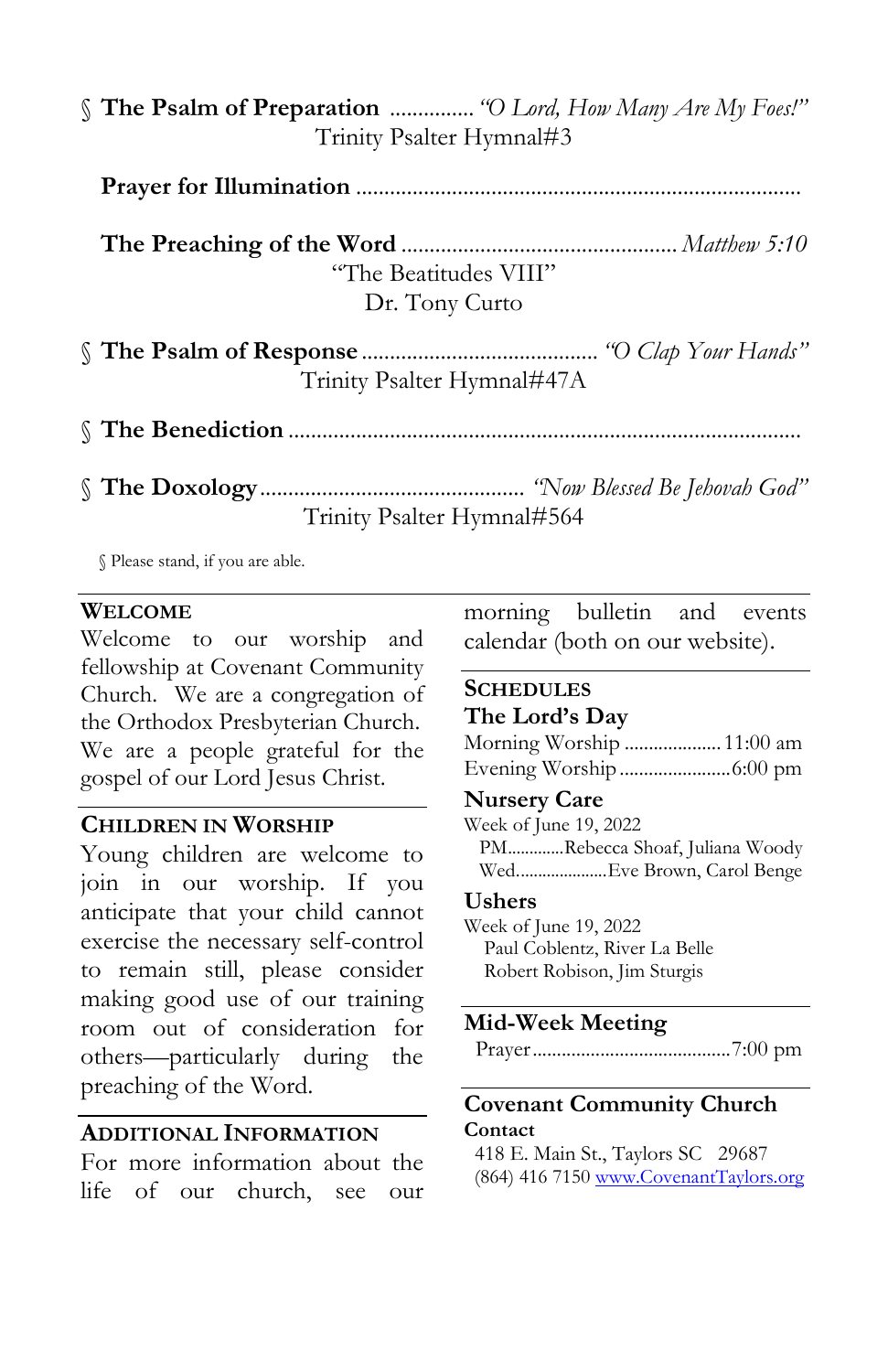§ **The Psalm of Preparation** ............... *"O Lord, How Many Are My Foes!"*
Trinity Psalter Hymnal#3

**Prayer for Illumination** ..............................................................................

**The Preaching of the Word** ................................................ *Matthew 5:10*
"The Beatitudes VIII"
Dr. Tony Curto

§ **The Psalm of Response** ......................................... *"O Clap Your Hands"*
Trinity Psalter Hymnal#47A

§ **The Benediction** .........................................................................................

§ **The Doxology** .............................................. *"Now Blessed Be Jehovah God"*
Trinity Psalter Hymnal#564

§ Please stand, if you are able.

## WELCOME

Welcome to our worship and fellowship at Covenant Community Church. We are a congregation of the Orthodox Presbyterian Church. We are a people grateful for the gospel of our Lord Jesus Christ.

## CHILDREN IN WORSHIP

Young children are welcome to join in our worship. If you anticipate that your child cannot exercise the necessary self-control to remain still, please consider making good use of our training room out of consideration for others—particularly during the preaching of the Word.

## ADDITIONAL INFORMATION

For more information about the life of our church, see our morning bulletin and events calendar (both on our website).

## SCHEDULES

### The Lord's Day

Morning Worship .................... 11:00 am
Evening Worship ....................... 6:00 pm

### Nursery Care

Week of June 19, 2022
PM.............Rebecca Shoaf, Juliana Woody
Wed.....................Eve Brown, Carol Benge

### Ushers

Week of June 19, 2022
Paul Coblentz, River La Belle
Robert Robison, Jim Sturgis

### Mid-Week Meeting

Prayer ......................................... 7:00 pm

### Covenant Community Church

**Contact**
418 E. Main St., Taylors SC 29687
(864) 416 7150 www.CovenantTaylors.org